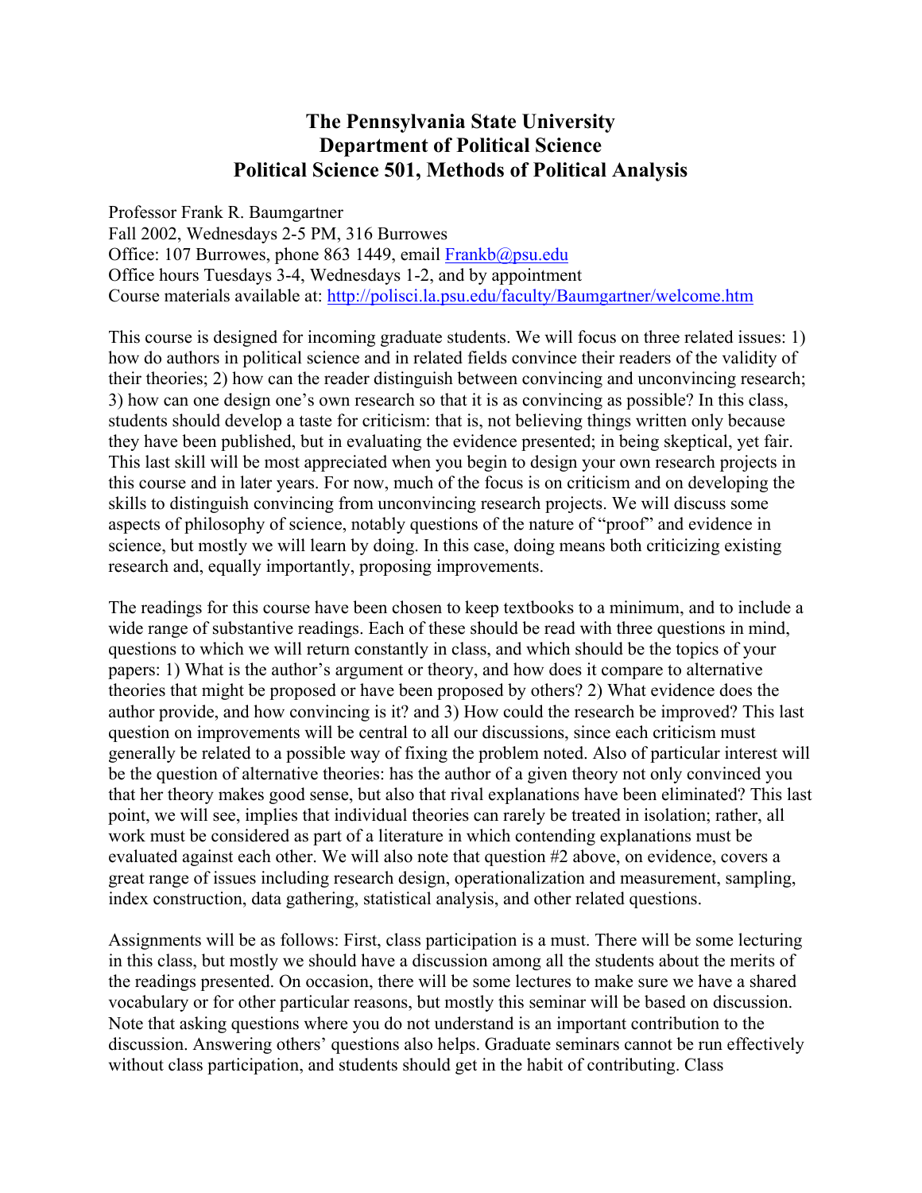# The Pennsylvania State University
# Department of Political Science
# Political Science 501, Methods of Political Analysis

Professor Frank R. Baumgartner
Fall 2002, Wednesdays 2-5 PM, 316 Burrowes
Office: 107 Burrowes, phone 863 1449, email Frankb@psu.edu
Office hours Tuesdays 3-4, Wednesdays 1-2, and by appointment
Course materials available at: http://polisci.la.psu.edu/faculty/Baumgartner/welcome.htm

This course is designed for incoming graduate students. We will focus on three related issues: 1) how do authors in political science and in related fields convince their readers of the validity of their theories; 2) how can the reader distinguish between convincing and unconvincing research; 3) how can one design one's own research so that it is as convincing as possible? In this class, students should develop a taste for criticism: that is, not believing things written only because they have been published, but in evaluating the evidence presented; in being skeptical, yet fair. This last skill will be most appreciated when you begin to design your own research projects in this course and in later years. For now, much of the focus is on criticism and on developing the skills to distinguish convincing from unconvincing research projects. We will discuss some aspects of philosophy of science, notably questions of the nature of "proof" and evidence in science, but mostly we will learn by doing. In this case, doing means both criticizing existing research and, equally importantly, proposing improvements.

The readings for this course have been chosen to keep textbooks to a minimum, and to include a wide range of substantive readings. Each of these should be read with three questions in mind, questions to which we will return constantly in class, and which should be the topics of your papers: 1) What is the author's argument or theory, and how does it compare to alternative theories that might be proposed or have been proposed by others? 2) What evidence does the author provide, and how convincing is it? and 3) How could the research be improved? This last question on improvements will be central to all our discussions, since each criticism must generally be related to a possible way of fixing the problem noted. Also of particular interest will be the question of alternative theories: has the author of a given theory not only convinced you that her theory makes good sense, but also that rival explanations have been eliminated? This last point, we will see, implies that individual theories can rarely be treated in isolation; rather, all work must be considered as part of a literature in which contending explanations must be evaluated against each other. We will also note that question #2 above, on evidence, covers a great range of issues including research design, operationalization and measurement, sampling, index construction, data gathering, statistical analysis, and other related questions.

Assignments will be as follows: First, class participation is a must. There will be some lecturing in this class, but mostly we should have a discussion among all the students about the merits of the readings presented. On occasion, there will be some lectures to make sure we have a shared vocabulary or for other particular reasons, but mostly this seminar will be based on discussion. Note that asking questions where you do not understand is an important contribution to the discussion. Answering others' questions also helps. Graduate seminars cannot be run effectively without class participation, and students should get in the habit of contributing. Class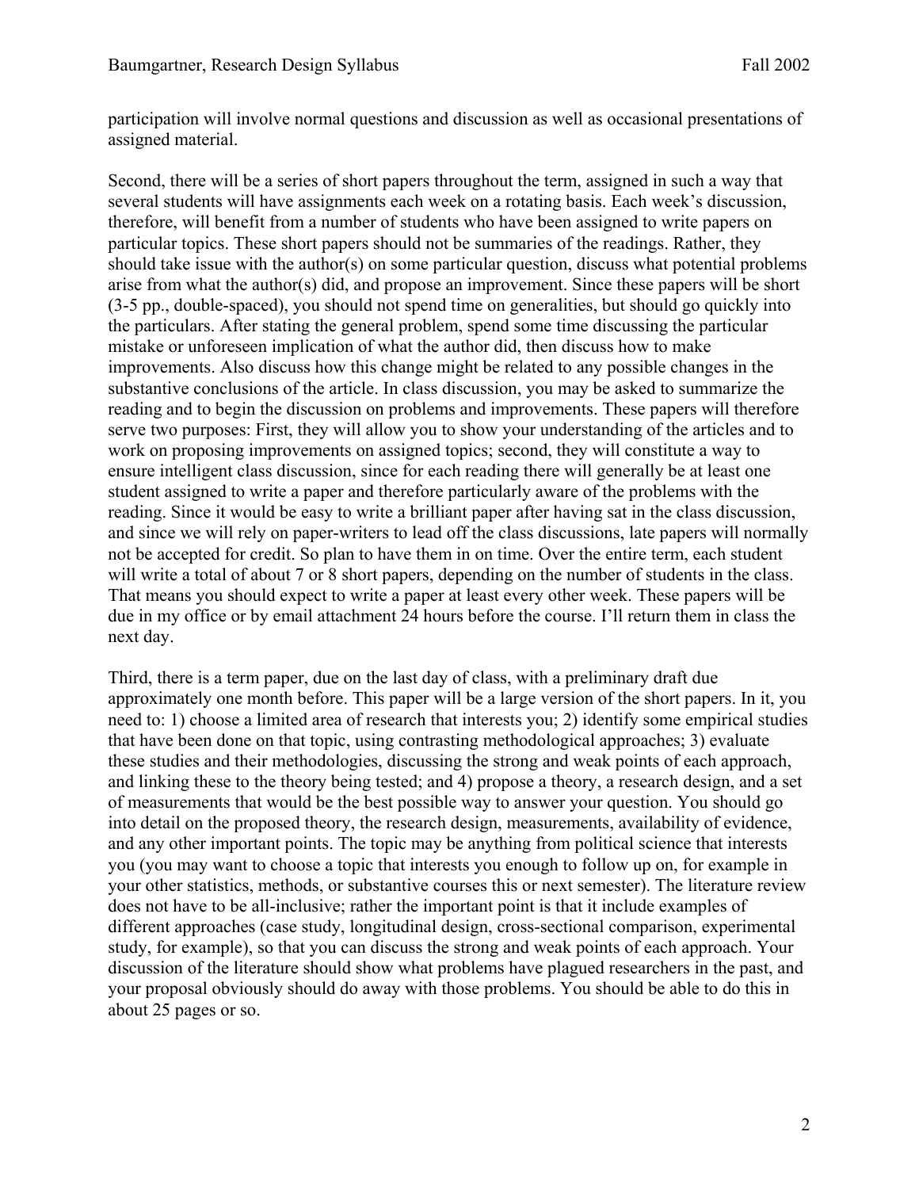participation will involve normal questions and discussion as well as occasional presentations of assigned material.

Second, there will be a series of short papers throughout the term, assigned in such a way that several students will have assignments each week on a rotating basis. Each week's discussion, therefore, will benefit from a number of students who have been assigned to write papers on particular topics. These short papers should not be summaries of the readings. Rather, they should take issue with the author(s) on some particular question, discuss what potential problems arise from what the author(s) did, and propose an improvement. Since these papers will be short (3-5 pp., double-spaced), you should not spend time on generalities, but should go quickly into the particulars. After stating the general problem, spend some time discussing the particular mistake or unforeseen implication of what the author did, then discuss how to make improvements. Also discuss how this change might be related to any possible changes in the substantive conclusions of the article. In class discussion, you may be asked to summarize the reading and to begin the discussion on problems and improvements. These papers will therefore serve two purposes: First, they will allow you to show your understanding of the articles and to work on proposing improvements on assigned topics; second, they will constitute a way to ensure intelligent class discussion, since for each reading there will generally be at least one student assigned to write a paper and therefore particularly aware of the problems with the reading. Since it would be easy to write a brilliant paper after having sat in the class discussion, and since we will rely on paper-writers to lead off the class discussions, late papers will normally not be accepted for credit. So plan to have them in on time. Over the entire term, each student will write a total of about 7 or 8 short papers, depending on the number of students in the class. That means you should expect to write a paper at least every other week. These papers will be due in my office or by email attachment 24 hours before the course. I'll return them in class the next day.

Third, there is a term paper, due on the last day of class, with a preliminary draft due approximately one month before. This paper will be a large version of the short papers. In it, you need to: 1) choose a limited area of research that interests you; 2) identify some empirical studies that have been done on that topic, using contrasting methodological approaches; 3) evaluate these studies and their methodologies, discussing the strong and weak points of each approach, and linking these to the theory being tested; and 4) propose a theory, a research design, and a set of measurements that would be the best possible way to answer your question. You should go into detail on the proposed theory, the research design, measurements, availability of evidence, and any other important points. The topic may be anything from political science that interests you (you may want to choose a topic that interests you enough to follow up on, for example in your other statistics, methods, or substantive courses this or next semester). The literature review does not have to be all-inclusive; rather the important point is that it include examples of different approaches (case study, longitudinal design, cross-sectional comparison, experimental study, for example), so that you can discuss the strong and weak points of each approach. Your discussion of the literature should show what problems have plagued researchers in the past, and your proposal obviously should do away with those problems. You should be able to do this in about 25 pages or so.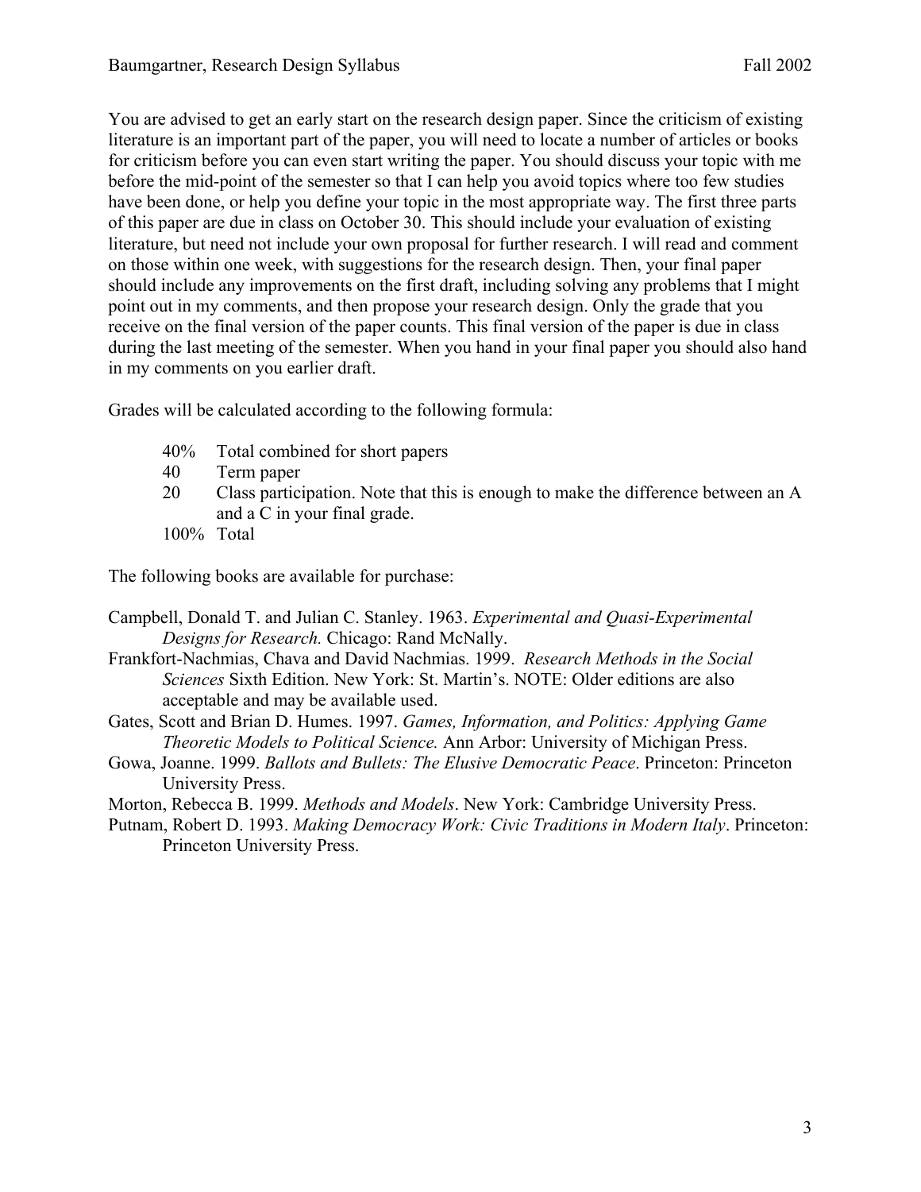You are advised to get an early start on the research design paper. Since the criticism of existing literature is an important part of the paper, you will need to locate a number of articles or books for criticism before you can even start writing the paper. You should discuss your topic with me before the mid-point of the semester so that I can help you avoid topics where too few studies have been done, or help you define your topic in the most appropriate way. The first three parts of this paper are due in class on October 30. This should include your evaluation of existing literature, but need not include your own proposal for further research. I will read and comment on those within one week, with suggestions for the research design. Then, your final paper should include any improvements on the first draft, including solving any problems that I might point out in my comments, and then propose your research design. Only the grade that you receive on the final version of the paper counts. This final version of the paper is due in class during the last meeting of the semester. When you hand in your final paper you should also hand in my comments on you earlier draft.

Grades will be calculated according to the following formula:

| | |
|---|---|
| 40% | Total combined for short papers |
| 40 | Term paper |
| 20 | Class participation. Note that this is enough to make the difference between an A and a C in your final grade. |
| 100% | Total |

The following books are available for purchase:

Campbell, Donald T. and Julian C. Stanley. 1963. *Experimental and Quasi-Experimental Designs for Research.* Chicago: Rand McNally.

Frankfort-Nachmias, Chava and David Nachmias. 1999. *Research Methods in the Social Sciences* Sixth Edition. New York: St. Martin's. NOTE: Older editions are also acceptable and may be available used.

Gates, Scott and Brian D. Humes. 1997. *Games, Information, and Politics: Applying Game Theoretic Models to Political Science.* Ann Arbor: University of Michigan Press.

Gowa, Joanne. 1999. *Ballots and Bullets: The Elusive Democratic Peace*. Princeton: Princeton University Press.

Morton, Rebecca B. 1999. *Methods and Models*. New York: Cambridge University Press.

Putnam, Robert D. 1993. *Making Democracy Work: Civic Traditions in Modern Italy*. Princeton: Princeton University Press.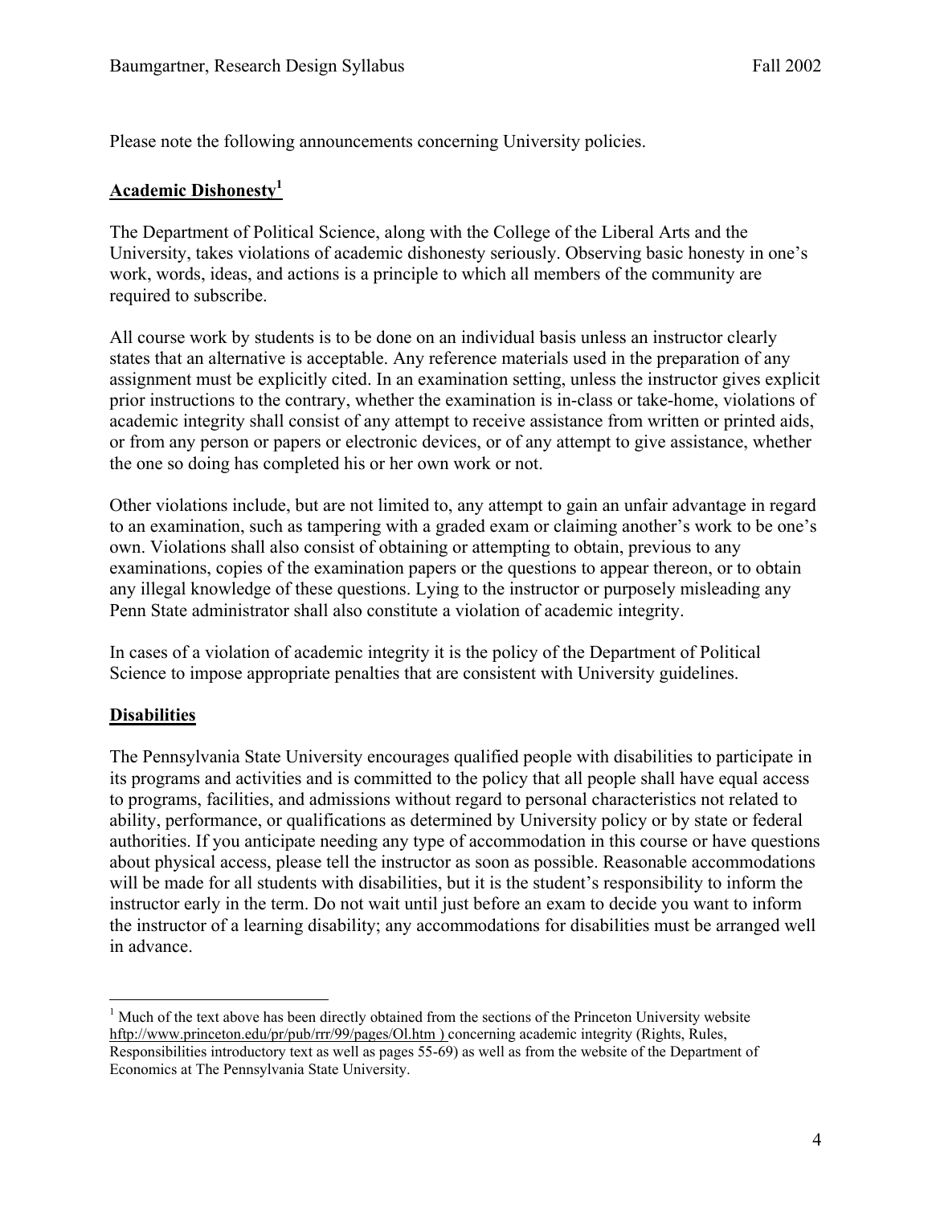Please note the following announcements concerning University policies.

## Academic Dishonesty[1]

The Department of Political Science, along with the College of the Liberal Arts and the University, takes violations of academic dishonesty seriously. Observing basic honesty in one's work, words, ideas, and actions is a principle to which all members of the community are required to subscribe.

All course work by students is to be done on an individual basis unless an instructor clearly states that an alternative is acceptable. Any reference materials used in the preparation of any assignment must be explicitly cited. In an examination setting, unless the instructor gives explicit prior instructions to the contrary, whether the examination is in-class or take-home, violations of academic integrity shall consist of any attempt to receive assistance from written or printed aids, or from any person or papers or electronic devices, or of any attempt to give assistance, whether the one so doing has completed his or her own work or not.

Other violations include, but are not limited to, any attempt to gain an unfair advantage in regard to an examination, such as tampering with a graded exam or claiming another's work to be one's own. Violations shall also consist of obtaining or attempting to obtain, previous to any examinations, copies of the examination papers or the questions to appear thereon, or to obtain any illegal knowledge of these questions. Lying to the instructor or purposely misleading any Penn State administrator shall also constitute a violation of academic integrity.

In cases of a violation of academic integrity it is the policy of the Department of Political Science to impose appropriate penalties that are consistent with University guidelines.

## Disabilities

The Pennsylvania State University encourages qualified people with disabilities to participate in its programs and activities and is committed to the policy that all people shall have equal access to programs, facilities, and admissions without regard to personal characteristics not related to ability, performance, or qualifications as determined by University policy or by state or federal authorities. If you anticipate needing any type of accommodation in this course or have questions about physical access, please tell the instructor as soon as possible. Reasonable accommodations will be made for all students with disabilities, but it is the student's responsibility to inform the instructor early in the term. Do not wait until just before an exam to decide you want to inform the instructor of a learning disability; any accommodations for disabilities must be arranged well in advance.

---

[1] Much of the text above has been directly obtained from the sections of the Princeton University website hftp://www.princeton.edu/pr/pub/rrr/99/pages/Ol.htm ) concerning academic integrity (Rights, Rules, Responsibilities introductory text as well as pages 55-69) as well as from the website of the Department of Economics at The Pennsylvania State University.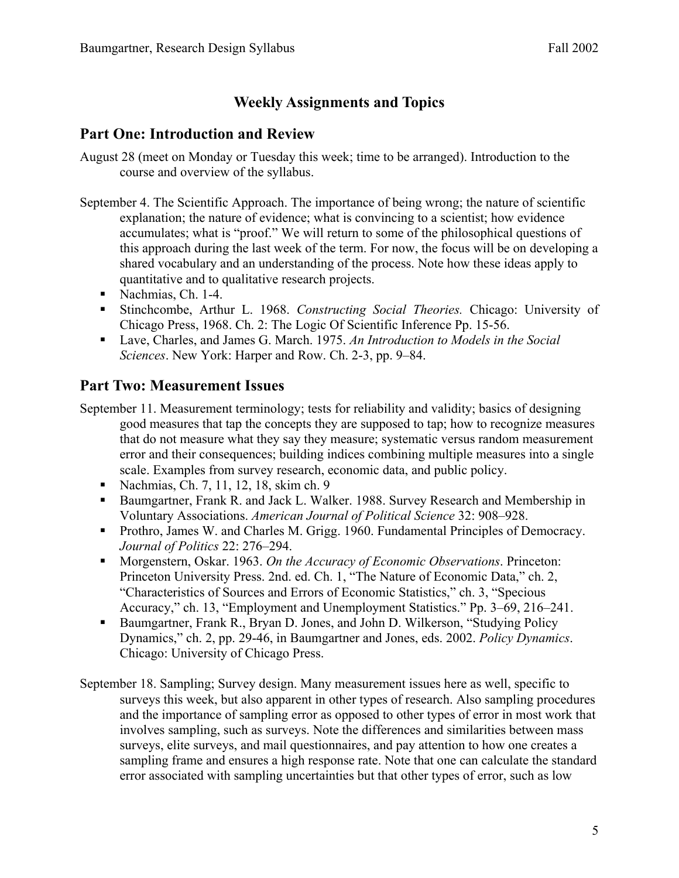# Weekly Assignments and Topics

## Part One: Introduction and Review

August 28 (meet on Monday or Tuesday this week; time to be arranged). Introduction to the course and overview of the syllabus.

September 4. The Scientific Approach. The importance of being wrong; the nature of scientific explanation; the nature of evidence; what is convincing to a scientist; how evidence accumulates; what is "proof." We will return to some of the philosophical questions of this approach during the last week of the term. For now, the focus will be on developing a shared vocabulary and an understanding of the process. Note how these ideas apply to quantitative and to qualitative research projects.

- Nachmias, Ch. 1-4.
- Stinchcombe, Arthur L. 1968. *Constructing Social Theories.* Chicago: University of Chicago Press, 1968. Ch. 2: The Logic Of Scientific Inference Pp. 15-56.
- Lave, Charles, and James G. March. 1975. *An Introduction to Models in the Social Sciences*. New York: Harper and Row. Ch. 2-3, pp. 9–84.

## Part Two: Measurement Issues

September 11. Measurement terminology; tests for reliability and validity; basics of designing good measures that tap the concepts they are supposed to tap; how to recognize measures that do not measure what they say they measure; systematic versus random measurement error and their consequences; building indices combining multiple measures into a single scale. Examples from survey research, economic data, and public policy.

- Nachmias, Ch. 7, 11, 12, 18, skim ch. 9
- Baumgartner, Frank R. and Jack L. Walker. 1988. Survey Research and Membership in Voluntary Associations. *American Journal of Political Science* 32: 908–928.
- Prothro, James W. and Charles M. Grigg. 1960. Fundamental Principles of Democracy. *Journal of Politics* 22: 276–294.
- Morgenstern, Oskar. 1963. *On the Accuracy of Economic Observations*. Princeton: Princeton University Press. 2nd. ed. Ch. 1, "The Nature of Economic Data," ch. 2, "Characteristics of Sources and Errors of Economic Statistics," ch. 3, "Specious Accuracy," ch. 13, "Employment and Unemployment Statistics." Pp. 3–69, 216–241.
- Baumgartner, Frank R., Bryan D. Jones, and John D. Wilkerson, "Studying Policy Dynamics," ch. 2, pp. 29-46, in Baumgartner and Jones, eds. 2002. *Policy Dynamics*. Chicago: University of Chicago Press.

September 18. Sampling; Survey design. Many measurement issues here as well, specific to surveys this week, but also apparent in other types of research. Also sampling procedures and the importance of sampling error as opposed to other types of error in most work that involves sampling, such as surveys. Note the differences and similarities between mass surveys, elite surveys, and mail questionnaires, and pay attention to how one creates a sampling frame and ensures a high response rate. Note that one can calculate the standard error associated with sampling uncertainties but that other types of error, such as low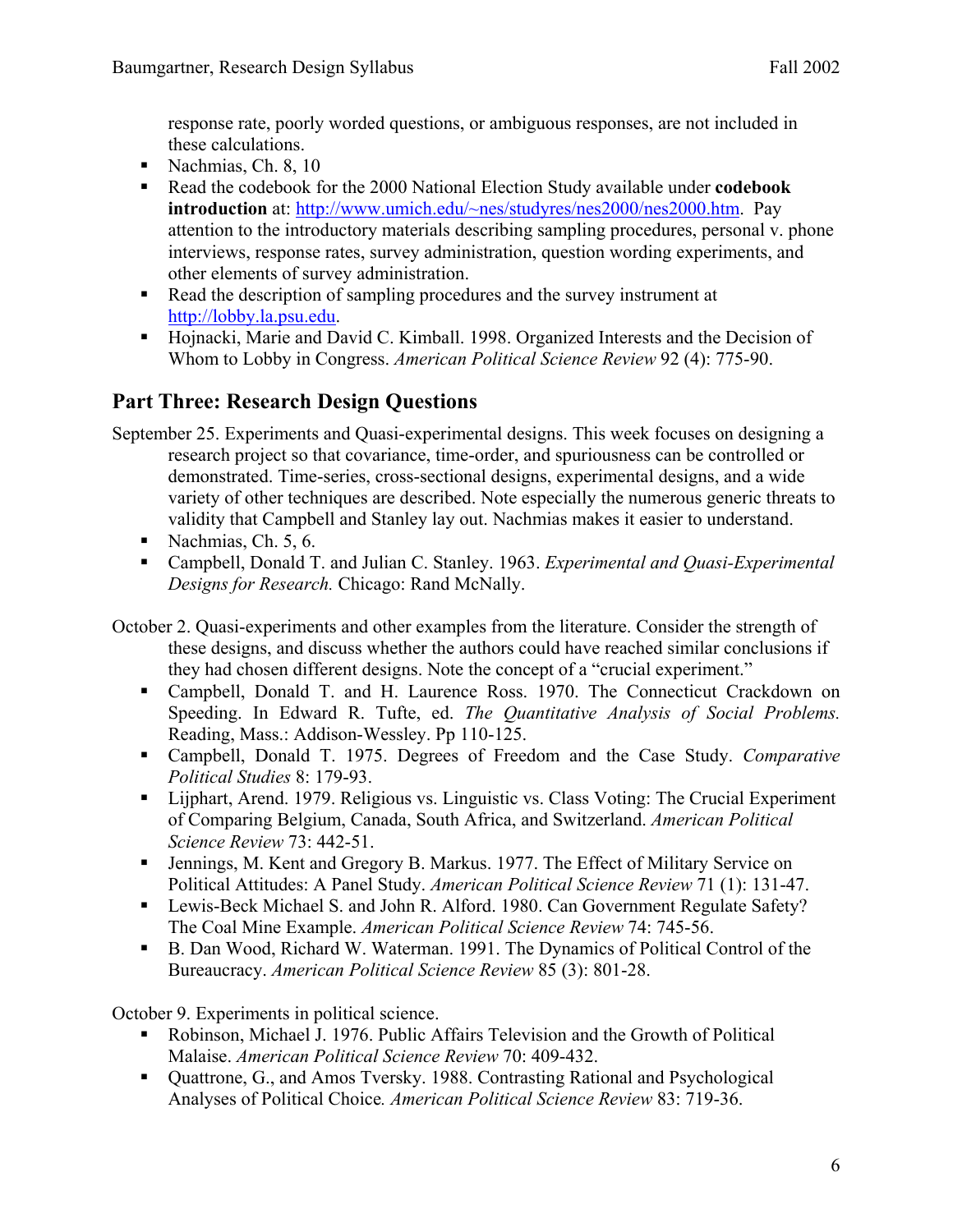response rate, poorly worded questions, or ambiguous responses, are not included in these calculations.

- Nachmias, Ch. 8, 10
- Read the codebook for the 2000 National Election Study available under **codebook introduction** at: http://www.umich.edu/~nes/studyres/nes2000/nes2000.htm. Pay attention to the introductory materials describing sampling procedures, personal v. phone interviews, response rates, survey administration, question wording experiments, and other elements of survey administration.
- Read the description of sampling procedures and the survey instrument at http://lobby.la.psu.edu.
- Hojnacki, Marie and David C. Kimball. 1998. Organized Interests and the Decision of Whom to Lobby in Congress. *American Political Science Review* 92 (4): 775-90.

## Part Three: Research Design Questions

September 25. Experiments and Quasi-experimental designs. This week focuses on designing a research project so that covariance, time-order, and spuriousness can be controlled or demonstrated. Time-series, cross-sectional designs, experimental designs, and a wide variety of other techniques are described. Note especially the numerous generic threats to validity that Campbell and Stanley lay out. Nachmias makes it easier to understand.

- Nachmias, Ch. 5, 6.
- Campbell, Donald T. and Julian C. Stanley. 1963. *Experimental and Quasi-Experimental Designs for Research.* Chicago: Rand McNally.

October 2. Quasi-experiments and other examples from the literature. Consider the strength of these designs, and discuss whether the authors could have reached similar conclusions if they had chosen different designs. Note the concept of a "crucial experiment."

- Campbell, Donald T. and H. Laurence Ross. 1970. The Connecticut Crackdown on Speeding. In Edward R. Tufte, ed. *The Quantitative Analysis of Social Problems.* Reading, Mass.: Addison-Wessley. Pp 110-125.
- Campbell, Donald T. 1975. Degrees of Freedom and the Case Study. *Comparative Political Studies* 8: 179-93.
- Lijphart, Arend. 1979. Religious vs. Linguistic vs. Class Voting: The Crucial Experiment of Comparing Belgium, Canada, South Africa, and Switzerland. *American Political Science Review* 73: 442-51.
- Jennings, M. Kent and Gregory B. Markus. 1977. The Effect of Military Service on Political Attitudes: A Panel Study. *American Political Science Review* 71 (1): 131-47.
- Lewis-Beck Michael S. and John R. Alford. 1980. Can Government Regulate Safety? The Coal Mine Example. *American Political Science Review* 74: 745-56.
- B. Dan Wood, Richard W. Waterman. 1991. The Dynamics of Political Control of the Bureaucracy. *American Political Science Review* 85 (3): 801-28.

October 9. Experiments in political science.

- Robinson, Michael J. 1976. Public Affairs Television and the Growth of Political Malaise. *American Political Science Review* 70: 409-432.
- Quattrone, G., and Amos Tversky. 1988. Contrasting Rational and Psychological Analyses of Political Choice*.* *American Political Science Review* 83: 719-36.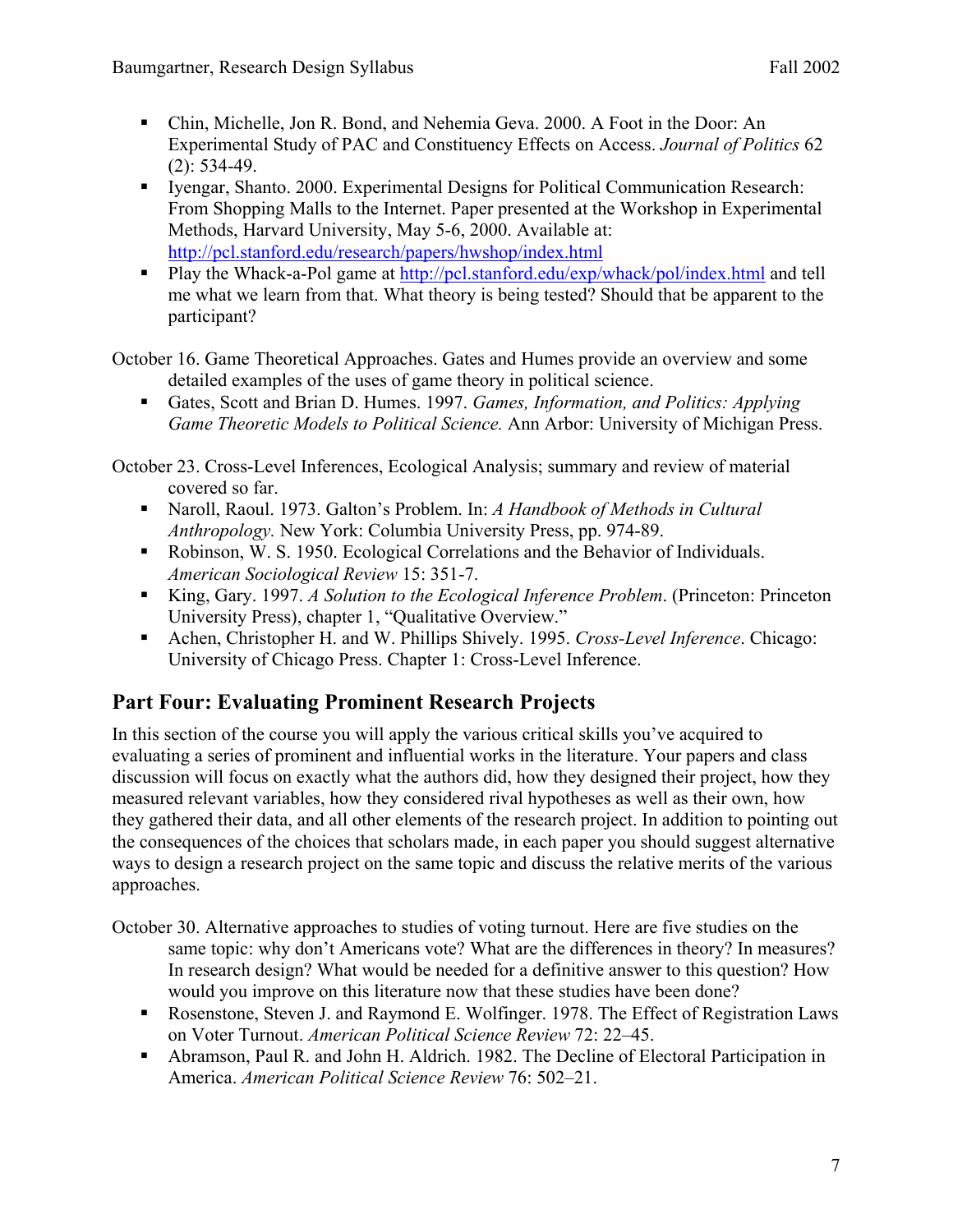- Chin, Michelle, Jon R. Bond, and Nehemia Geva. 2000. A Foot in the Door: An Experimental Study of PAC and Constituency Effects on Access. *Journal of Politics* 62 (2): 534-49.
- Iyengar, Shanto. 2000. Experimental Designs for Political Communication Research: From Shopping Malls to the Internet. Paper presented at the Workshop in Experimental Methods, Harvard University, May 5-6, 2000. Available at: http://pcl.stanford.edu/research/papers/hwshop/index.html
- Play the Whack-a-Pol game at http://pcl.stanford.edu/exp/whack/pol/index.html and tell me what we learn from that. What theory is being tested? Should that be apparent to the participant?

October 16. Game Theoretical Approaches. Gates and Humes provide an overview and some detailed examples of the uses of game theory in political science.

- Gates, Scott and Brian D. Humes. 1997. *Games, Information, and Politics: Applying Game Theoretic Models to Political Science.* Ann Arbor: University of Michigan Press.

October 23. Cross-Level Inferences, Ecological Analysis; summary and review of material covered so far.

- Naroll, Raoul. 1973. Galton's Problem. In: *A Handbook of Methods in Cultural Anthropology.* New York: Columbia University Press, pp. 974-89.
- Robinson, W. S. 1950. Ecological Correlations and the Behavior of Individuals. *American Sociological Review* 15: 351-7.
- King, Gary. 1997. *A Solution to the Ecological Inference Problem*. (Princeton: Princeton University Press), chapter 1, "Qualitative Overview."
- Achen, Christopher H. and W. Phillips Shively. 1995. *Cross-Level Inference*. Chicago: University of Chicago Press. Chapter 1: Cross-Level Inference.

## Part Four: Evaluating Prominent Research Projects

In this section of the course you will apply the various critical skills you've acquired to evaluating a series of prominent and influential works in the literature. Your papers and class discussion will focus on exactly what the authors did, how they designed their project, how they measured relevant variables, how they considered rival hypotheses as well as their own, how they gathered their data, and all other elements of the research project. In addition to pointing out the consequences of the choices that scholars made, in each paper you should suggest alternative ways to design a research project on the same topic and discuss the relative merits of the various approaches.

October 30. Alternative approaches to studies of voting turnout. Here are five studies on the same topic: why don't Americans vote? What are the differences in theory? In measures? In research design? What would be needed for a definitive answer to this question? How would you improve on this literature now that these studies have been done?

- Rosenstone, Steven J. and Raymond E. Wolfinger. 1978. The Effect of Registration Laws on Voter Turnout. *American Political Science Review* 72: 22–45.
- Abramson, Paul R. and John H. Aldrich. 1982. The Decline of Electoral Participation in America. *American Political Science Review* 76: 502–21.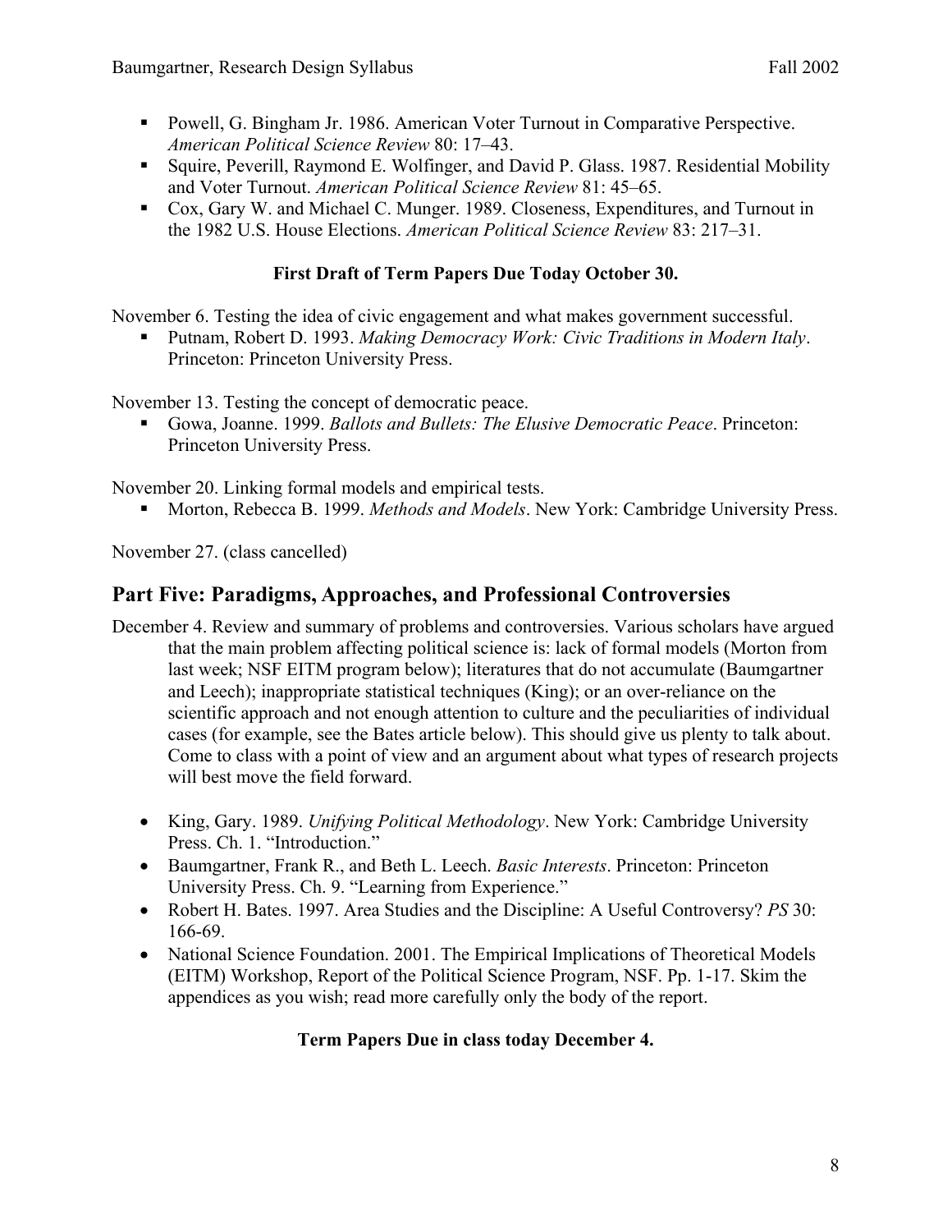- Powell, G. Bingham Jr. 1986. American Voter Turnout in Comparative Perspective. *American Political Science Review* 80: 17–43.
- Squire, Peverill, Raymond E. Wolfinger, and David P. Glass. 1987. Residential Mobility and Voter Turnout. *American Political Science Review* 81: 45–65.
- Cox, Gary W. and Michael C. Munger. 1989. Closeness, Expenditures, and Turnout in the 1982 U.S. House Elections. *American Political Science Review* 83: 217–31.

**First Draft of Term Papers Due Today October 30.**

November 6. Testing the idea of civic engagement and what makes government successful.

- Putnam, Robert D. 1993. *Making Democracy Work: Civic Traditions in Modern Italy*. Princeton: Princeton University Press.

November 13. Testing the concept of democratic peace.

- Gowa, Joanne. 1999. *Ballots and Bullets: The Elusive Democratic Peace*. Princeton: Princeton University Press.

November 20. Linking formal models and empirical tests.

- Morton, Rebecca B. 1999. *Methods and Models*. New York: Cambridge University Press.

November 27. (class cancelled)

## Part Five: Paradigms, Approaches, and Professional Controversies

December 4. Review and summary of problems and controversies. Various scholars have argued that the main problem affecting political science is: lack of formal models (Morton from last week; NSF EITM program below); literatures that do not accumulate (Baumgartner and Leech); inappropriate statistical techniques (King); or an over-reliance on the scientific approach and not enough attention to culture and the peculiarities of individual cases (for example, see the Bates article below). This should give us plenty to talk about. Come to class with a point of view and an argument about what types of research projects will best move the field forward.

- King, Gary. 1989. *Unifying Political Methodology*. New York: Cambridge University Press. Ch. 1. "Introduction."
- Baumgartner, Frank R., and Beth L. Leech. *Basic Interests*. Princeton: Princeton University Press. Ch. 9. "Learning from Experience."
- Robert H. Bates. 1997. Area Studies and the Discipline: A Useful Controversy? *PS* 30: 166-69.
- National Science Foundation. 2001. The Empirical Implications of Theoretical Models (EITM) Workshop, Report of the Political Science Program, NSF. Pp. 1-17. Skim the appendices as you wish; read more carefully only the body of the report.

**Term Papers Due in class today December 4.**